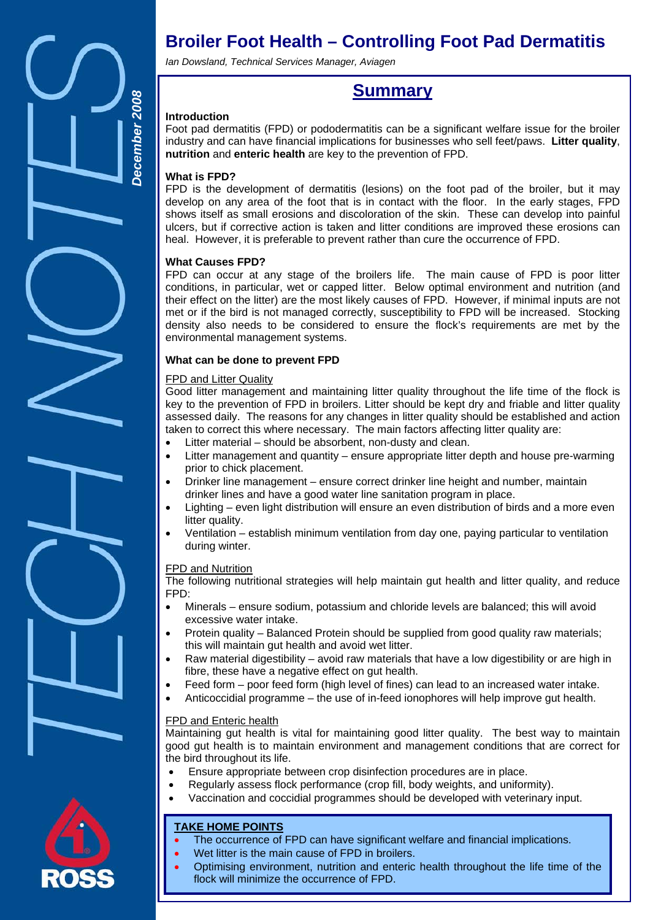# Broiler Foot Health – Controlling Foot Pad Dermatitis

*Ian Dowsland, Technical Services Manager, Aviagen*

*December 2008*

## Summary

**Introduction**

Foot pad dermatitis (FPD) or pododermatitis can be a significant welfare issue for the broiler industry and can have financial implications for businesses who sell feet/paws. **Litter quality**, **nutrition** and **enteric health** are key to the prevention of FPD.

**What is FPD?**

FPD is the development of dermatitis (lesions) on the foot pad of the broiler, but it may develop on any area of the foot that is in contact with the floor. In the early stages, FPD shows itself as small erosions and discoloration of the skin. These can develop into painful ulcers, but if corrective action is taken and litter conditions are improved these erosions can heal. However, it is preferable to prevent rather than cure the occurrence of FPD.

**What Causes FPD?**

FPD can occur at any stage of the broilers life. The main cause of FPD is poor litter conditions, in particular, wet or capped litter. Below optimal environment and nutrition (and their effect on the litter) are the most likely causes of FPD. However, if minimal inputs are not met or if the bird is not managed correctly, susceptibility to FPD will be increased. Stocking density also needs to be considered to ensure the flock's requirements are met by the environmental management systems.

**What can be done to prevent FPD**

FPD and Litter Quality

Good litter management and maintaining litter quality throughout the life time of the flock is key to the prevention of FPD in broilers. Litter should be kept dry and friable and litter quality assessed daily. The reasons for any changes in litter quality should be established and action taken to correct this where necessary. The main factors affecting litter quality are:

- Litter material – should be absorbent, non-dusty and clean.
- Litter management and quantity – ensure appropriate litter depth and house pre-warming prior to chick placement.
- Drinker line management – ensure correct drinker line height and number, maintain drinker lines and have a good water line sanitation program in place.
- Lighting – even light distribution will ensure an even distribution of birds and a more even litter quality.
- Ventilation – establish minimum ventilation from day one, paying particular to ventilation during winter.

FPD and Nutrition

The following nutritional strategies will help maintain gut health and litter quality, and reduce FPD:

- Minerals – ensure sodium, potassium and chloride levels are balanced; this will avoid excessive water intake.
- Protein quality – Balanced Protein should be supplied from good quality raw materials; this will maintain gut health and avoid wet litter.
- Raw material digestibility – avoid raw materials that have a low digestibility or are high in fibre, these have a negative effect on gut health.
- Feed form – poor feed form (high level of fines) can lead to an increased water intake.
- Anticoccidial programme – the use of in-feed ionophores will help improve gut health.

FPD and Enteric health

Maintaining gut health is vital for maintaining good litter quality. The best way to maintain good gut health is to maintain environment and management conditions that are correct for the bird throughout its life.

- Ensure appropriate between crop disinfection procedures are in place.
- Regularly assess flock performance (crop fill, body weights, and uniformity).
- Vaccination and coccidial programmes should be developed with veterinary input.

**TAKE HOME POINTS**

- The occurrence of FPD can have significant welfare and financial implications.
- Wet litter is the main cause of FPD in broilers.
- Optimising environment, nutrition and enteric health throughout the life time of the flock will minimize the occurrence of FPD.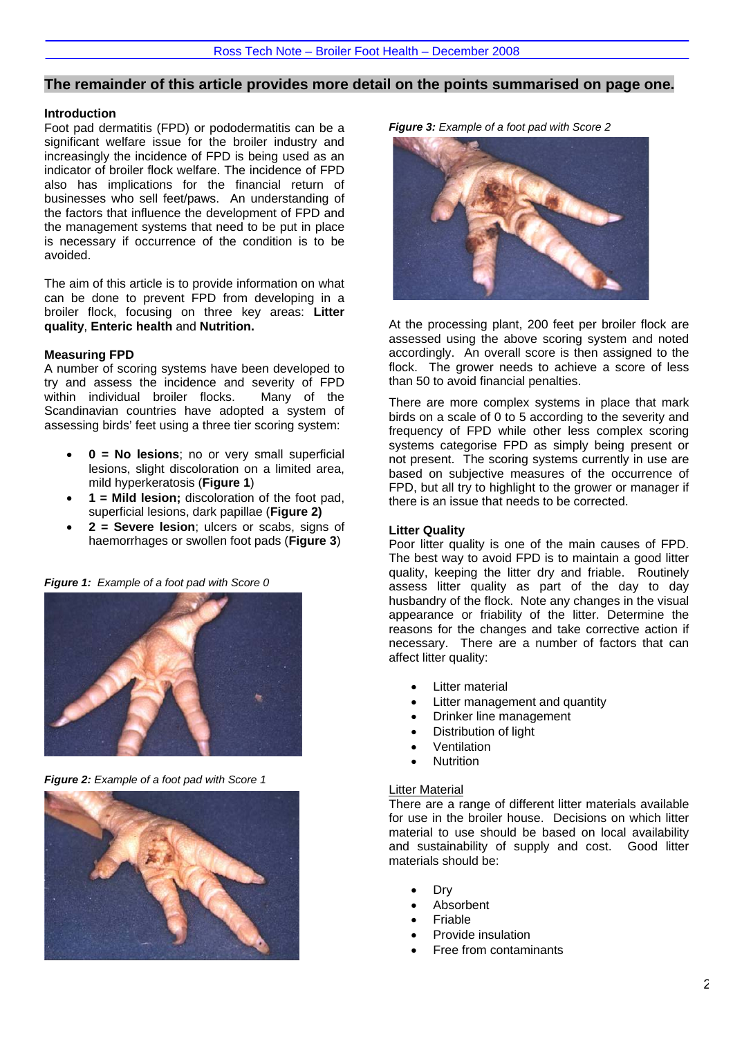**The remainder of this article provides more detail on the points summarised on page one.**

## Introduction

Foot pad dermatitis (FPD) or pododermatitis can be a significant welfare issue for the broiler industry and increasingly the incidence of FPD is being used as an indicator of broiler flock welfare. The incidence of FPD also has implications for the financial return of businesses who sell feet/paws. An understanding of the factors that influence the development of FPD and the management systems that need to be put in place is necessary if occurrence of the condition is to be avoided.

The aim of this article is to provide information on what can be done to prevent FPD from developing in a broiler flock, focusing on three key areas: **Litter quality**, **Enteric health** and **Nutrition.**

## Measuring FPD

A number of scoring systems have been developed to try and assess the incidence and severity of FPD within individual broiler flocks. Many of the Scandinavian countries have adopted a system of assessing birds' feet using a three tier scoring system:

- **0 = No lesions**; no or very small superficial lesions, slight discoloration on a limited area, mild hyperkeratosis (**Figure 1**)
- **1 = Mild lesion;** discoloration of the foot pad, superficial lesions, dark papillae (**Figure 2)**
- **2 = Severe lesion**; ulcers or scabs, signs of haemorrhages or swollen foot pads (**Figure 3**)

***Figure 1:*** *Example of a foot pad with Score 0*

***Figure 2:*** *Example of a foot pad with Score 1*

***Figure 3:*** *Example of a foot pad with Score 2*

At the processing plant, 200 feet per broiler flock are assessed using the above scoring system and noted accordingly. An overall score is then assigned to the flock. The grower needs to achieve a score of less than 50 to avoid financial penalties.

There are more complex systems in place that mark birds on a scale of 0 to 5 according to the severity and frequency of FPD while other less complex scoring systems categorise FPD as simply being present or not present. The scoring systems currently in use are based on subjective measures of the occurrence of FPD, but all try to highlight to the grower or manager if there is an issue that needs to be corrected.

## Litter Quality

Poor litter quality is one of the main causes of FPD. The best way to avoid FPD is to maintain a good litter quality, keeping the litter dry and friable. Routinely assess litter quality as part of the day to day husbandry of the flock. Note any changes in the visual appearance or friability of the litter. Determine the reasons for the changes and take corrective action if necessary. There are a number of factors that can affect litter quality:

- Litter material
- Litter management and quantity
- Drinker line management
- Distribution of light
- Ventilation
- Nutrition

### Litter Material

There are a range of different litter materials available for use in the broiler house. Decisions on which litter material to use should be based on local availability and sustainability of supply and cost. Good litter materials should be:

- Dry
- Absorbent
- Friable
- Provide insulation
- Free from contaminants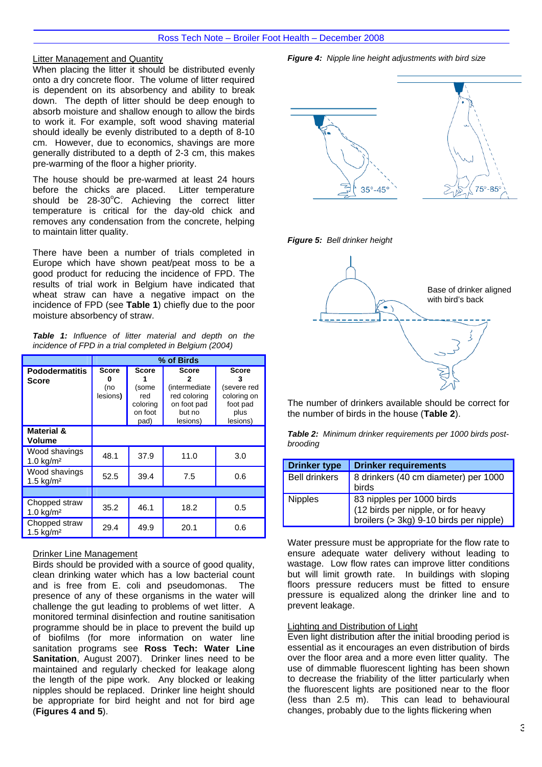### Litter Management and Quantity

When placing the litter it should be distributed evenly onto a dry concrete floor. The volume of litter required is dependent on its absorbency and ability to break down. The depth of litter should be deep enough to absorb moisture and shallow enough to allow the birds to work it. For example, soft wood shaving material should ideally be evenly distributed to a depth of 8-10 cm. However, due to economics, shavings are more generally distributed to a depth of 2-3 cm, this makes pre-warming of the floor a higher priority.

The house should be pre-warmed at least 24 hours before the chicks are placed. Litter temperature should be 28-30°C. Achieving the correct litter temperature is critical for the day-old chick and removes any condensation from the concrete, helping to maintain litter quality.

There have been a number of trials completed in Europe which have shown peat/peat moss to be a good product for reducing the incidence of FPD. The results of trial work in Belgium have indicated that wheat straw can have a negative impact on the incidence of FPD (see **Table 1**) chiefly due to the poor moisture absorbency of straw.

***Table 1:** Influence of litter material and depth on the incidence of FPD in a trial completed in Belgium (2004)*

| | % of Birds | | | |
|---|---|---|---|---|
| **Pododermatitis Score** | **Score 0** (no lesions) | **Score 1** (some red coloring on foot pad) | **Score 2** (intermediate red coloring on foot pad but no lesions) | **Score 3** (severe red coloring on foot pad plus lesions) |
| **Material & Volume** | | | | |
| Wood shavings 1.0 kg/m² | 48.1 | 37.9 | 11.0 | 3.0 |
| Wood shavings 1.5 kg/m² | 52.5 | 39.4 | 7.5 | 0.6 |
| | | | | |
| Chopped straw 1.0 kg/m² | 35.2 | 46.1 | 18.2 | 0.5 |
| Chopped straw 1.5 kg/m² | 29.4 | 49.9 | 20.1 | 0.6 |

### Drinker Line Management

Birds should be provided with a source of good quality, clean drinking water which has a low bacterial count and is free from E. coli and pseudomonas. The presence of any of these organisms in the water will challenge the gut leading to problems of wet litter. A monitored terminal disinfection and routine sanitisation programme should be in place to prevent the build up of biofilms (for more information on water line sanitation programs see **Ross Tech: Water Line Sanitation**, August 2007). Drinker lines need to be maintained and regularly checked for leakage along the length of the pipe work. Any blocked or leaking nipples should be replaced. Drinker line height should be appropriate for bird height and not for bird age (**Figures 4 and 5**).

***Figure 4:** Nipple line height adjustments with bird size*

35°-45° 75°-85°

***Figure 5:** Bell drinker height*

Base of drinker aligned with bird's back

The number of drinkers available should be correct for the number of birds in the house (**Table 2**).

***Table 2:** Minimum drinker requirements per 1000 birds post-brooding*

| Drinker type | Drinker requirements |
|---|---|
| Bell drinkers | 8 drinkers (40 cm diameter) per 1000 birds |
| Nipples | 83 nipples per 1000 birds (12 birds per nipple, or for heavy broilers (> 3kg) 9-10 birds per nipple) |

Water pressure must be appropriate for the flow rate to ensure adequate water delivery without leading to wastage. Low flow rates can improve litter conditions but will limit growth rate. In buildings with sloping floors pressure reducers must be fitted to ensure pressure is equalized along the drinker line and to prevent leakage.

### Lighting and Distribution of Light

Even light distribution after the initial brooding period is essential as it encourages an even distribution of birds over the floor area and a more even litter quality. The use of dimmable fluorescent lighting has been shown to decrease the friability of the litter particularly when the fluorescent lights are positioned near to the floor (less than 2.5 m). This can lead to behavioural changes, probably due to the lights flickering when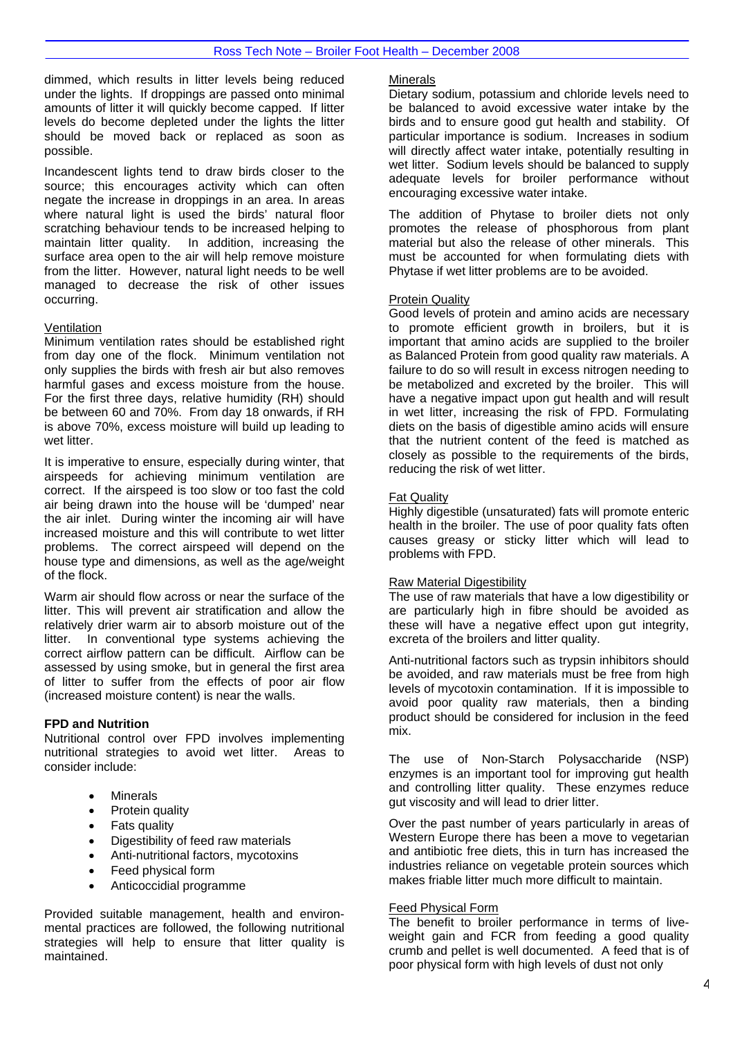dimmed, which results in litter levels being reduced under the lights. If droppings are passed onto minimal amounts of litter it will quickly become capped. If litter levels do become depleted under the lights the litter should be moved back or replaced as soon as possible.

Incandescent lights tend to draw birds closer to the source; this encourages activity which can often negate the increase in droppings in an area. In areas where natural light is used the birds' natural floor scratching behaviour tends to be increased helping to maintain litter quality. In addition, increasing the surface area open to the air will help remove moisture from the litter. However, natural light needs to be well managed to decrease the risk of other issues occurring.

Ventilation

Minimum ventilation rates should be established right from day one of the flock. Minimum ventilation not only supplies the birds with fresh air but also removes harmful gases and excess moisture from the house. For the first three days, relative humidity (RH) should be between 60 and 70%. From day 18 onwards, if RH is above 70%, excess moisture will build up leading to wet litter.

It is imperative to ensure, especially during winter, that airspeeds for achieving minimum ventilation are correct. If the airspeed is too slow or too fast the cold air being drawn into the house will be 'dumped' near the air inlet. During winter the incoming air will have increased moisture and this will contribute to wet litter problems. The correct airspeed will depend on the house type and dimensions, as well as the age/weight of the flock.

Warm air should flow across or near the surface of the litter. This will prevent air stratification and allow the relatively drier warm air to absorb moisture out of the litter. In conventional type systems achieving the correct airflow pattern can be difficult. Airflow can be assessed by using smoke, but in general the first area of litter to suffer from the effects of poor air flow (increased moisture content) is near the walls.

**FPD and Nutrition**

Nutritional control over FPD involves implementing nutritional strategies to avoid wet litter. Areas to consider include:

- Minerals
- Protein quality
- Fats quality
- Digestibility of feed raw materials
- Anti-nutritional factors, mycotoxins
- Feed physical form
- Anticoccidial programme

Provided suitable management, health and environmental practices are followed, the following nutritional strategies will help to ensure that litter quality is maintained.

Minerals

Dietary sodium, potassium and chloride levels need to be balanced to avoid excessive water intake by the birds and to ensure good gut health and stability. Of particular importance is sodium. Increases in sodium will directly affect water intake, potentially resulting in wet litter. Sodium levels should be balanced to supply adequate levels for broiler performance without encouraging excessive water intake.

The addition of Phytase to broiler diets not only promotes the release of phosphorous from plant material but also the release of other minerals. This must be accounted for when formulating diets with Phytase if wet litter problems are to be avoided.

Protein Quality

Good levels of protein and amino acids are necessary to promote efficient growth in broilers, but it is important that amino acids are supplied to the broiler as Balanced Protein from good quality raw materials. A failure to do so will result in excess nitrogen needing to be metabolized and excreted by the broiler. This will have a negative impact upon gut health and will result in wet litter, increasing the risk of FPD. Formulating diets on the basis of digestible amino acids will ensure that the nutrient content of the feed is matched as closely as possible to the requirements of the birds, reducing the risk of wet litter.

Fat Quality

Highly digestible (unsaturated) fats will promote enteric health in the broiler. The use of poor quality fats often causes greasy or sticky litter which will lead to problems with FPD.

Raw Material Digestibility

The use of raw materials that have a low digestibility or are particularly high in fibre should be avoided as these will have a negative effect upon gut integrity, excreta of the broilers and litter quality.

Anti-nutritional factors such as trypsin inhibitors should be avoided, and raw materials must be free from high levels of mycotoxin contamination. If it is impossible to avoid poor quality raw materials, then a binding product should be considered for inclusion in the feed mix.

The use of Non-Starch Polysaccharide (NSP) enzymes is an important tool for improving gut health and controlling litter quality. These enzymes reduce gut viscosity and will lead to drier litter.

Over the past number of years particularly in areas of Western Europe there has been a move to vegetarian and antibiotic free diets, this in turn has increased the industries reliance on vegetable protein sources which makes friable litter much more difficult to maintain.

Feed Physical Form

The benefit to broiler performance in terms of live-weight gain and FCR from feeding a good quality crumb and pellet is well documented. A feed that is of poor physical form with high levels of dust not only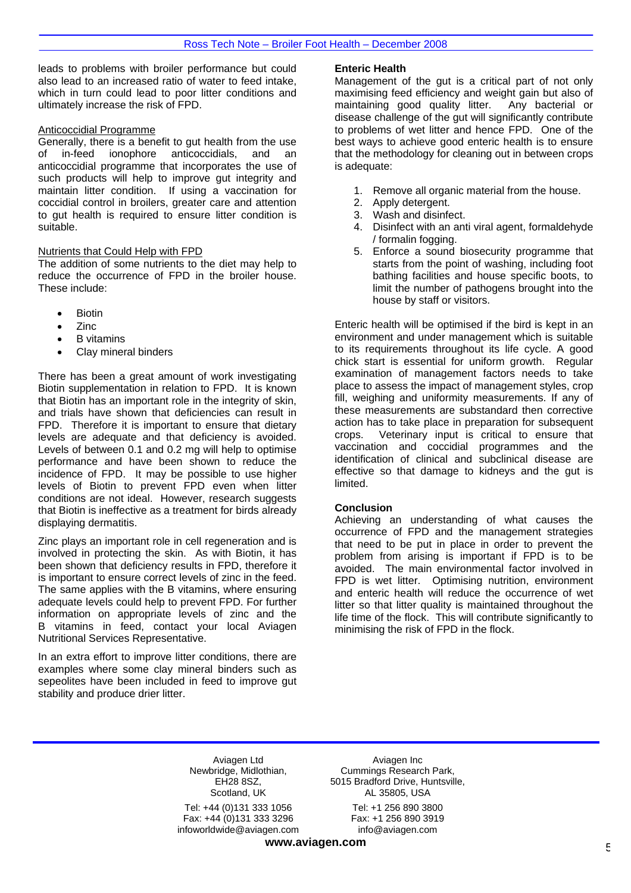leads to problems with broiler performance but could also lead to an increased ratio of water to feed intake, which in turn could lead to poor litter conditions and ultimately increase the risk of FPD.

### Anticoccidial Programme

Generally, there is a benefit to gut health from the use of in-feed ionophore anticoccidials, and an anticoccidial programme that incorporates the use of such products will help to improve gut integrity and maintain litter condition. If using a vaccination for coccidial control in broilers, greater care and attention to gut health is required to ensure litter condition is suitable.

### Nutrients that Could Help with FPD

The addition of some nutrients to the diet may help to reduce the occurrence of FPD in the broiler house. These include:

- Biotin
- Zinc
- B vitamins
- Clay mineral binders

There has been a great amount of work investigating Biotin supplementation in relation to FPD. It is known that Biotin has an important role in the integrity of skin, and trials have shown that deficiencies can result in FPD. Therefore it is important to ensure that dietary levels are adequate and that deficiency is avoided. Levels of between 0.1 and 0.2 mg will help to optimise performance and have been shown to reduce the incidence of FPD. It may be possible to use higher levels of Biotin to prevent FPD even when litter conditions are not ideal. However, research suggests that Biotin is ineffective as a treatment for birds already displaying dermatitis.

Zinc plays an important role in cell regeneration and is involved in protecting the skin. As with Biotin, it has been shown that deficiency results in FPD, therefore it is important to ensure correct levels of zinc in the feed. The same applies with the B vitamins, where ensuring adequate levels could help to prevent FPD. For further information on appropriate levels of zinc and the B vitamins in feed, contact your local Aviagen Nutritional Services Representative.

In an extra effort to improve litter conditions, there are examples where some clay mineral binders such as sepeolites have been included in feed to improve gut stability and produce drier litter.

## Enteric Health

Management of the gut is a critical part of not only maximising feed efficiency and weight gain but also of maintaining good quality litter. Any bacterial or disease challenge of the gut will significantly contribute to problems of wet litter and hence FPD. One of the best ways to achieve good enteric health is to ensure that the methodology for cleaning out in between crops is adequate:

1. Remove all organic material from the house.
2. Apply detergent.
3. Wash and disinfect.
4. Disinfect with an anti viral agent, formaldehyde / formalin fogging.
5. Enforce a sound biosecurity programme that starts from the point of washing, including foot bathing facilities and house specific boots, to limit the number of pathogens brought into the house by staff or visitors.

Enteric health will be optimised if the bird is kept in an environment and under management which is suitable to its requirements throughout its life cycle. A good chick start is essential for uniform growth. Regular examination of management factors needs to take place to assess the impact of management styles, crop fill, weighing and uniformity measurements. If any of these measurements are substandard then corrective action has to take place in preparation for subsequent crops. Veterinary input is critical to ensure that vaccination and coccidial programmes and the identification of clinical and subclinical disease are effective so that damage to kidneys and the gut is limited.

## Conclusion

Achieving an understanding of what causes the occurrence of FPD and the management strategies that need to be put in place in order to prevent the problem from arising is important if FPD is to be avoided. The main environmental factor involved in FPD is wet litter. Optimising nutrition, environment and enteric health will reduce the occurrence of wet litter so that litter quality is maintained throughout the life time of the flock. This will contribute significantly to minimising the risk of FPD in the flock.

Aviagen Ltd
Newbridge, Midlothian,
EH28 8SZ,
Scotland, UK
Tel: +44 (0)131 333 1056
Fax: +44 (0)131 333 3296
infoworldwide@aviagen.com

Aviagen Inc
Cummings Research Park,
5015 Bradford Drive, Huntsville,
AL 35805, USA
Tel: +1 256 890 3800
Fax: +1 256 890 3919
info@aviagen.com

**www.aviagen.com**